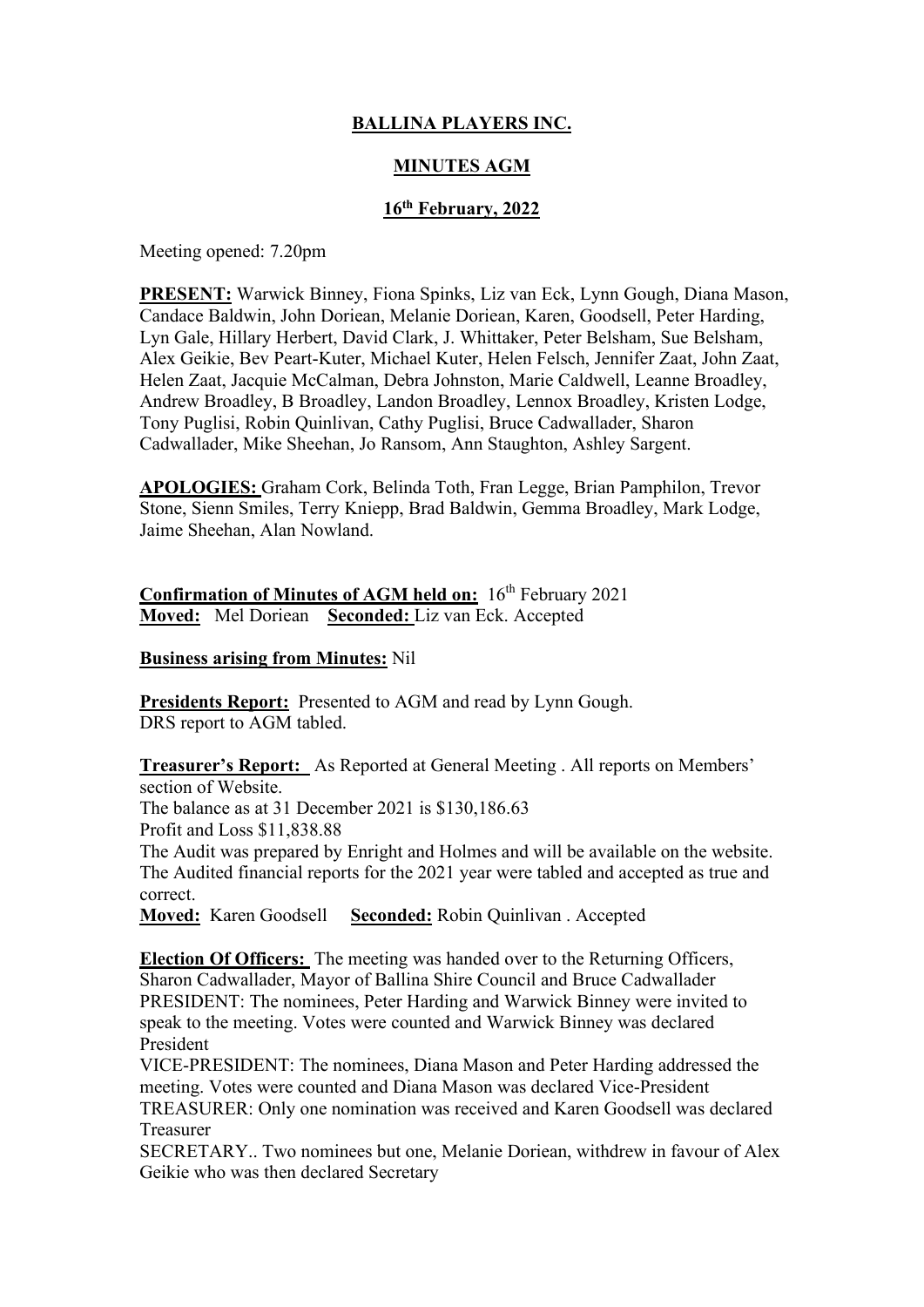# BALLINA PLAYERS INC.

## MINUTES AGM

### 16th February, 2022

Meeting opened: 7.20pm

**PRESENT:** Warwick Binney, Fiona Spinks, Liz van Eck, Lynn Gough, Diana Mason, Candace Baldwin, John Doriean, Melanie Doriean, Karen, Goodsell, Peter Harding, Lyn Gale, Hillary Herbert, David Clark, J. Whittaker, Peter Belsham, Sue Belsham, Alex Geikie, Bev Peart-Kuter, Michael Kuter, Helen Felsch, Jennifer Zaat, John Zaat, Helen Zaat, Jacquie McCalman, Debra Johnston, Marie Caldwell, Leanne Broadley, Andrew Broadley, B Broadley, Landon Broadley, Lennox Broadley, Kristen Lodge, Tony Puglisi, Robin Quinlivan, Cathy Puglisi, Bruce Cadwallader, Sharon Cadwallader, Mike Sheehan, Jo Ransom, Ann Staughton, Ashley Sargent.

**APOLOGIES:** Graham Cork, Belinda Toth, Fran Legge, Brian Pamphilon, Trevor Stone, Sienn Smiles, Terry Kniepp, Brad Baldwin, Gemma Broadley, Mark Lodge, Jaime Sheehan, Alan Nowland.

**Confirmation of Minutes of AGM held on:** 16th February 2021
**Moved:** Mel Doriean **Seconded:** Liz van Eck. Accepted

**Business arising from Minutes:** Nil

**Presidents Report:** Presented to AGM and read by Lynn Gough.
DRS report to AGM tabled.

**Treasurer's Report:** As Reported at General Meeting . All reports on Members' section of Website.
The balance as at 31 December 2021 is $130,186.63
Profit and Loss $11,838.88
The Audit was prepared by Enright and Holmes and will be available on the website.
The Audited financial reports for the 2021 year were tabled and accepted as true and correct.
**Moved:** Karen Goodsell **Seconded:** Robin Quinlivan . Accepted

**Election Of Officers:** The meeting was handed over to the Returning Officers, Sharon Cadwallader, Mayor of Ballina Shire Council and Bruce Cadwallader
PRESIDENT: The nominees, Peter Harding and Warwick Binney were invited to speak to the meeting. Votes were counted and Warwick Binney was declared President
VICE-PRESIDENT: The nominees, Diana Mason and Peter Harding addressed the meeting. Votes were counted and Diana Mason was declared Vice-President
TREASURER: Only one nomination was received and Karen Goodsell was declared Treasurer
SECRETARY.. Two nominees but one, Melanie Doriean, withdrew in favour of Alex Geikie who was then declared Secretary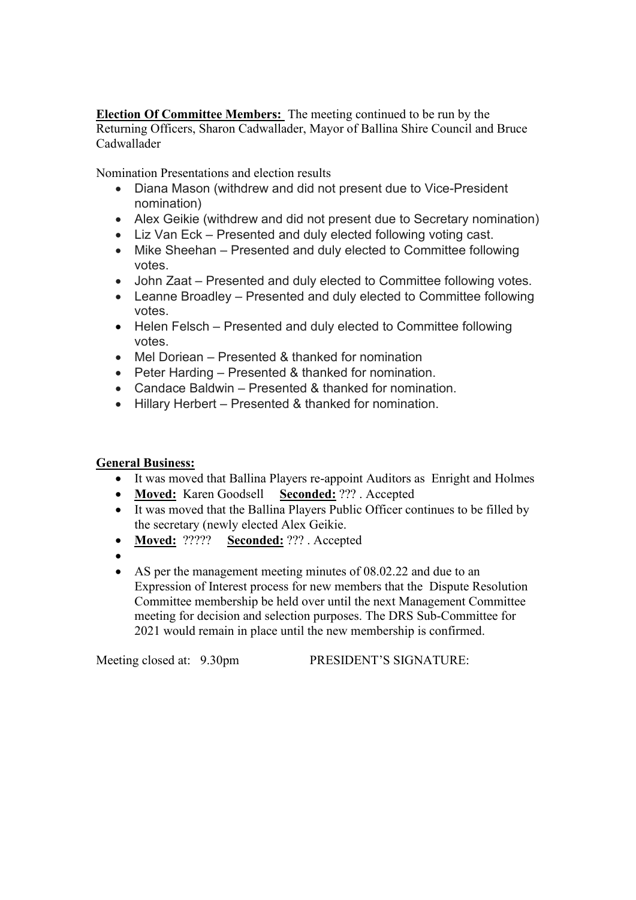**Election Of Committee Members:** The meeting continued to be run by the Returning Officers, Sharon Cadwallader, Mayor of Ballina Shire Council and Bruce Cadwallader

Nomination Presentations and election results

- Diana Mason (withdrew and did not present due to Vice-President nomination)
- Alex Geikie (withdrew and did not present due to Secretary nomination)
- Liz Van Eck – Presented and duly elected following voting cast.
- Mike Sheehan – Presented and duly elected to Committee following votes.
- John Zaat – Presented and duly elected to Committee following votes.
- Leanne Broadley – Presented and duly elected to Committee following votes.
- Helen Felsch – Presented and duly elected to Committee following votes.
- Mel Doriean – Presented & thanked for nomination
- Peter Harding – Presented & thanked for nomination.
- Candace Baldwin – Presented & thanked for nomination.
- Hillary Herbert – Presented & thanked for nomination.

**General Business:**

- It was moved that Ballina Players re-appoint Auditors as Enright and Holmes
- **Moved:** Karen Goodsell **Seconded:** ??? . Accepted
- It was moved that the Ballina Players Public Officer continues to be filled by the secretary (newly elected Alex Geikie.
- **Moved:** ????? **Seconded:** ??? . Accepted
- 
- AS per the management meeting minutes of 08.02.22 and due to an Expression of Interest process for new members that the Dispute Resolution Committee membership be held over until the next Management Committee meeting for decision and selection purposes. The DRS Sub-Committee for 2021 would remain in place until the new membership is confirmed.

Meeting closed at: 9.30pm PRESIDENT'S SIGNATURE: